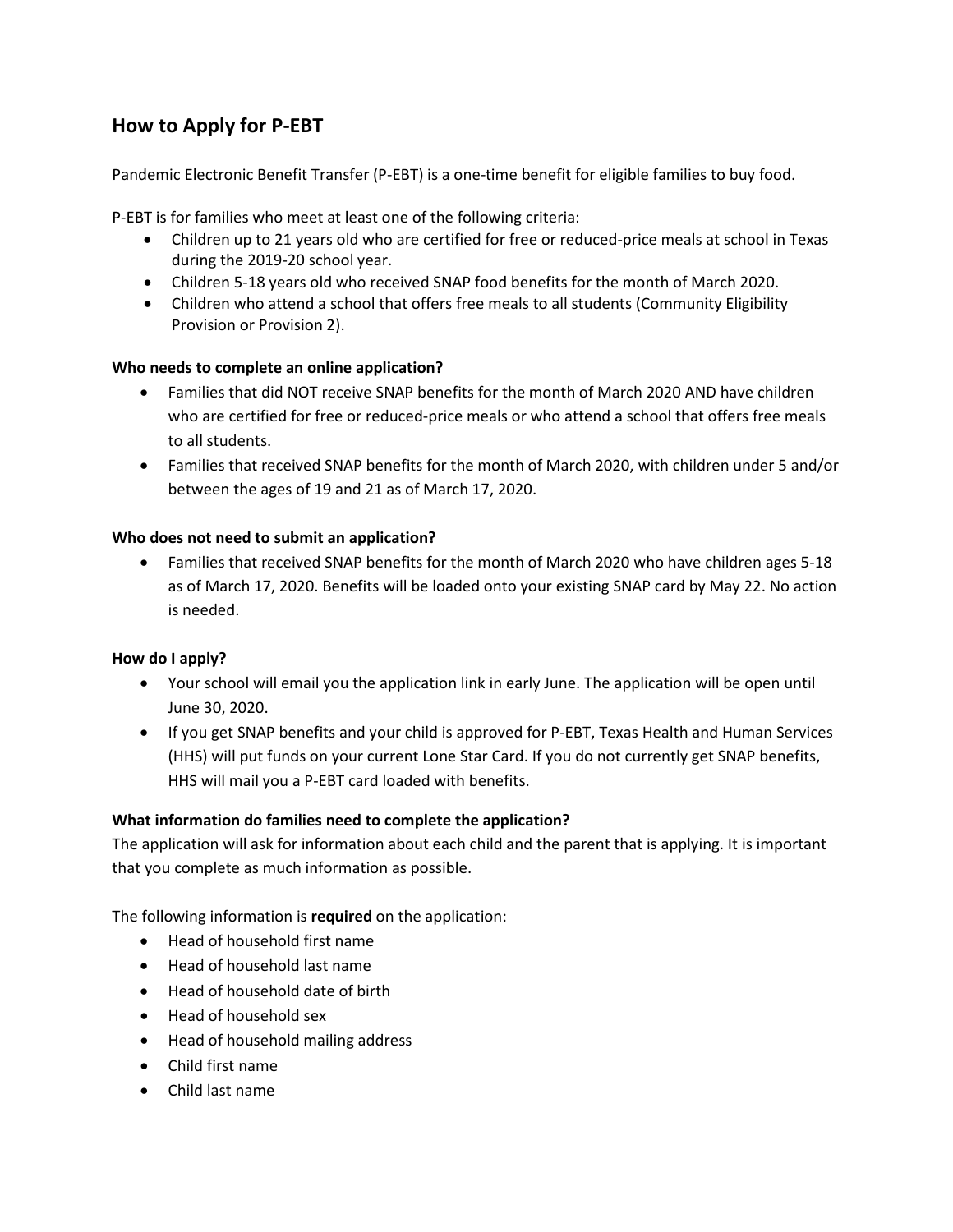## How to Apply for P-EBT

Pandemic Electronic Benefit Transfer (P-EBT) is a one-time benefit for eligible families to buy food.

P-EBT is for families who meet at least one of the following criteria:

- Children up to 21 years old who are certified for free or reduced-price meals at school in Texas during the 2019-20 school year.
- Children 5-18 years old who received SNAP food benefits for the month of March 2020.
- Children who attend a school that offers free meals to all students (Community Eligibility Provision or Provision 2).

**Who needs to complete an online application?**

- Families that did NOT receive SNAP benefits for the month of March 2020 AND have children who are certified for free or reduced-price meals or who attend a school that offers free meals to all students.
- Families that received SNAP benefits for the month of March 2020, with children under 5 and/or between the ages of 19 and 21 as of March 17, 2020.

**Who does not need to submit an application?**

- Families that received SNAP benefits for the month of March 2020 who have children ages 5-18 as of March 17, 2020. Benefits will be loaded onto your existing SNAP card by May 22. No action is needed.

**How do I apply?**

- Your school will email you the application link in early June. The application will be open until June 30, 2020.
- If you get SNAP benefits and your child is approved for P-EBT, Texas Health and Human Services (HHS) will put funds on your current Lone Star Card. If you do not currently get SNAP benefits, HHS will mail you a P-EBT card loaded with benefits.

**What information do families need to complete the application?**

The application will ask for information about each child and the parent that is applying. It is important that you complete as much information as possible.

The following information is **required** on the application:

- Head of household first name
- Head of household last name
- Head of household date of birth
- Head of household sex
- Head of household mailing address
- Child first name
- Child last name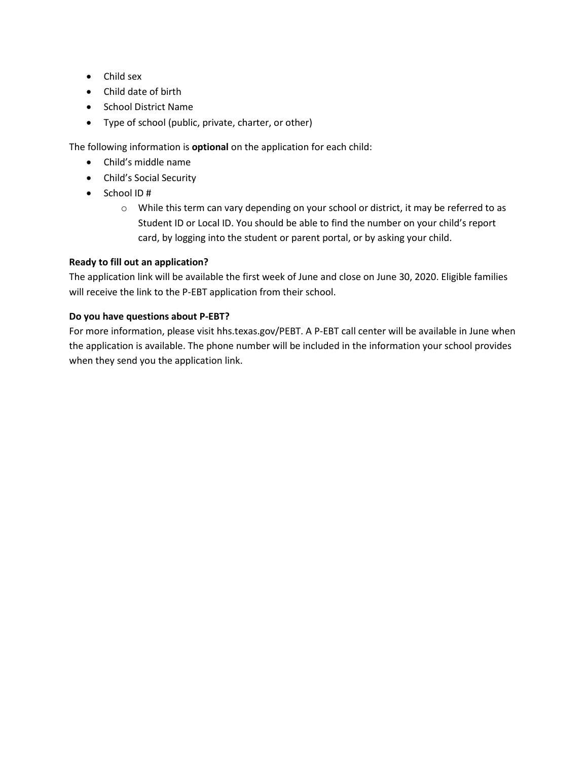- Child sex
- Child date of birth
- School District Name
- Type of school (public, private, charter, or other)

The following information is **optional** on the application for each child:

- Child's middle name
- Child's Social Security
- School ID #
    - While this term can vary depending on your school or district, it may be referred to as Student ID or Local ID. You should be able to find the number on your child's report card, by logging into the student or parent portal, or by asking your child.

**Ready to fill out an application?**

The application link will be available the first week of June and close on June 30, 2020. Eligible families will receive the link to the P-EBT application from their school.

**Do you have questions about P-EBT?**

For more information, please visit hhs.texas.gov/PEBT. A P-EBT call center will be available in June when the application is available. The phone number will be included in the information your school provides when they send you the application link.